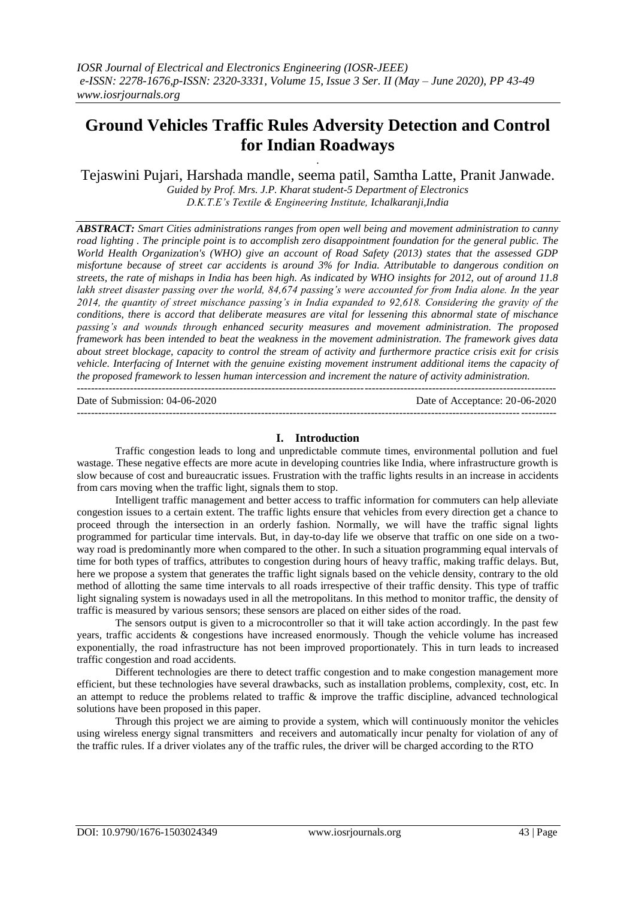# Ground Vehicles Traffic Rules Adversity Detection and Control for Indian Roadways

Tejaswini Pujari, Harshada mandle, seema patil, Samtha Latte, Pranit Janwade.

*Guided by Prof. Mrs. J.P. Kharat student-5 Department of Electronics*
*D.K.T.E's Textile & Engineering Institute, Ichalkaranji,India*

***ABSTRACT:*** *Smart Cities administrations ranges from open well being and movement administration to canny road lighting . The principle point is to accomplish zero disappointment foundation for the general public. The World Health Organization's (WHO) give an account of Road Safety (2013) states that the assessed GDP misfortune because of street car accidents is around 3% for India. Attributable to dangerous condition on streets, the rate of mishaps in India has been high. As indicated by WHO insights for 2012, out of around 11.8 lakh street disaster passing over the world, 84,674 passing's were accounted for from India alone. In the year 2014, the quantity of street mischance passing's in India expanded to 92,618. Considering the gravity of the conditions, there is accord that deliberate measures are vital for lessening this abnormal state of mischance passing's and wounds through enhanced security measures and movement administration. The proposed framework has been intended to beat the weakness in the movement administration. The framework gives data about street blockage, capacity to control the stream of activity and furthermore practice crisis exit for crisis vehicle. Interfacing of Internet with the genuine existing movement instrument additional items the capacity of the proposed framework to lessen human intercession and increment the nature of activity administration.*

---

Date of Submission: 04-06-2020 | Date of Acceptance: 20-06-2020

---

## I. Introduction

Traffic congestion leads to long and unpredictable commute times, environmental pollution and fuel wastage. These negative effects are more acute in developing countries like India, where infrastructure growth is slow because of cost and bureaucratic issues. Frustration with the traffic lights results in an increase in accidents from cars moving when the traffic light, signals them to stop.

Intelligent traffic management and better access to traffic information for commuters can help alleviate congestion issues to a certain extent. The traffic lights ensure that vehicles from every direction get a chance to proceed through the intersection in an orderly fashion. Normally, we will have the traffic signal lights programmed for particular time intervals. But, in day-to-day life we observe that traffic on one side on a two-way road is predominantly more when compared to the other. In such a situation programming equal intervals of time for both types of traffics, attributes to congestion during hours of heavy traffic, making traffic delays. But, here we propose a system that generates the traffic light signals based on the vehicle density, contrary to the old method of allotting the same time intervals to all roads irrespective of their traffic density. This type of traffic light signaling system is nowadays used in all the metropolitans. In this method to monitor traffic, the density of traffic is measured by various sensors; these sensors are placed on either sides of the road.

The sensors output is given to a microcontroller so that it will take action accordingly. In the past few years, traffic accidents & congestions have increased enormously. Though the vehicle volume has increased exponentially, the road infrastructure has not been improved proportionately. This in turn leads to increased traffic congestion and road accidents.

Different technologies are there to detect traffic congestion and to make congestion management more efficient, but these technologies have several drawbacks, such as installation problems, complexity, cost, etc. In an attempt to reduce the problems related to traffic & improve the traffic discipline, advanced technological solutions have been proposed in this paper.

Through this project we are aiming to provide a system, which will continuously monitor the vehicles using wireless energy signal transmitters and receivers and automatically incur penalty for violation of any of the traffic rules. If a driver violates any of the traffic rules, the driver will be charged according to the RTO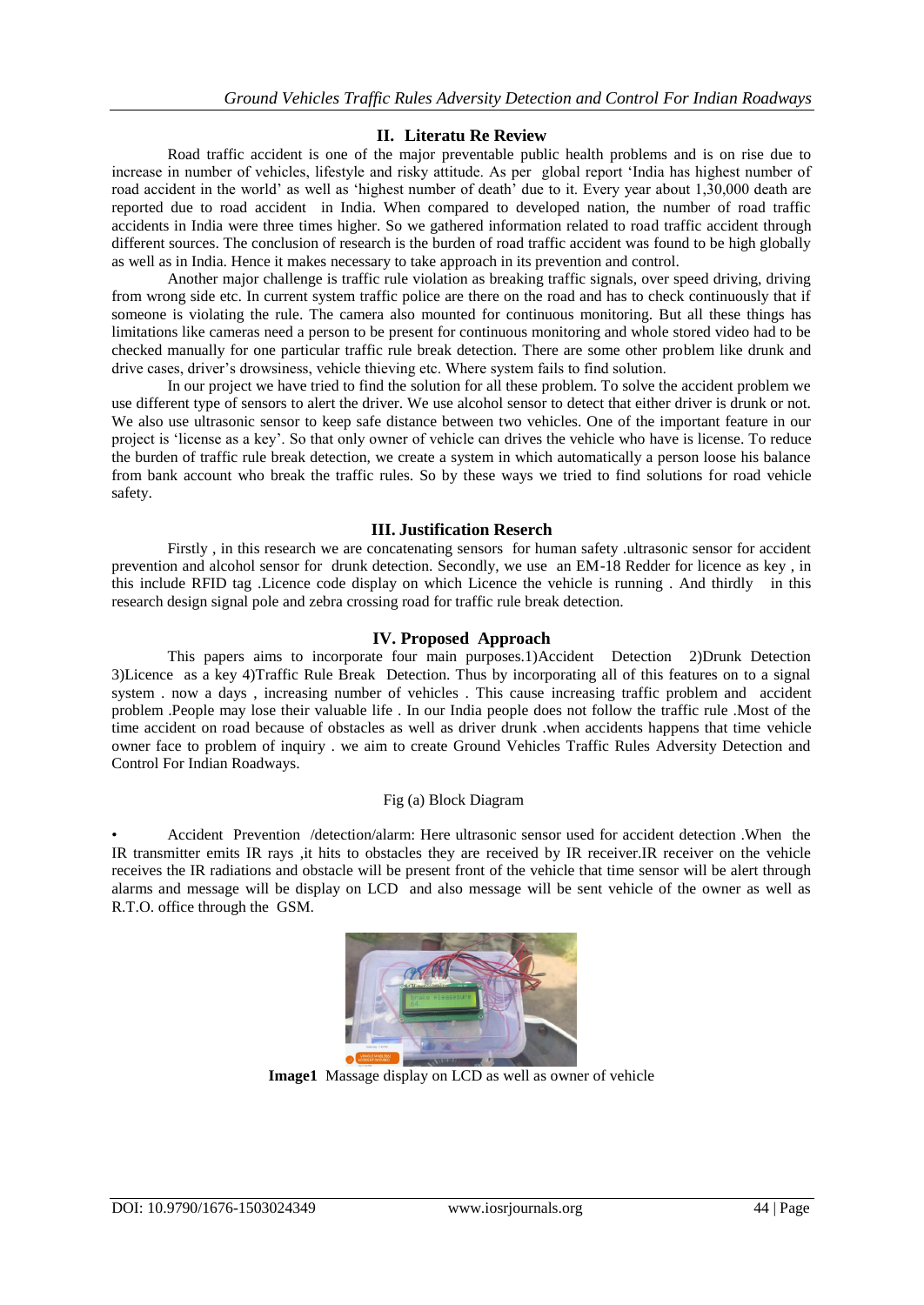## II. Literatu Re Review

Road traffic accident is one of the major preventable public health problems and is on rise due to increase in number of vehicles, lifestyle and risky attitude. As per global report 'India has highest number of road accident in the world' as well as 'highest number of death' due to it. Every year about 1,30,000 death are reported due to road accident in India. When compared to developed nation, the number of road traffic accidents in India were three times higher. So we gathered information related to road traffic accident through different sources. The conclusion of research is the burden of road traffic accident was found to be high globally as well as in India. Hence it makes necessary to take approach in its prevention and control.

Another major challenge is traffic rule violation as breaking traffic signals, over speed driving, driving from wrong side etc. In current system traffic police are there on the road and has to check continuously that if someone is violating the rule. The camera also mounted for continuous monitoring. But all these things has limitations like cameras need a person to be present for continuous monitoring and whole stored video had to be checked manually for one particular traffic rule break detection. There are some other problem like drunk and drive cases, driver's drowsiness, vehicle thieving etc. Where system fails to find solution.

In our project we have tried to find the solution for all these problem. To solve the accident problem we use different type of sensors to alert the driver. We use alcohol sensor to detect that either driver is drunk or not. We also use ultrasonic sensor to keep safe distance between two vehicles. One of the important feature in our project is 'license as a key'. So that only owner of vehicle can drives the vehicle who have is license. To reduce the burden of traffic rule break detection, we create a system in which automatically a person loose his balance from bank account who break the traffic rules. So by these ways we tried to find solutions for road vehicle safety.

## III. Justification Reserch

Firstly , in this research we are concatenating sensors for human safety .ultrasonic sensor for accident prevention and alcohol sensor for drunk detection. Secondly, we use an EM-18 Redder for licence as key , in this include RFID tag .Licence code display on which Licence the vehicle is running . And thirdly in this research design signal pole and zebra crossing road for traffic rule break detection.

## IV. Proposed Approach

This papers aims to incorporate four main purposes.1)Accident Detection 2)Drunk Detection 3)Licence as a key 4)Traffic Rule Break Detection. Thus by incorporating all of this features on to a signal system . now a days , increasing number of vehicles . This cause increasing traffic problem and accident problem .People may lose their valuable life . In our India people does not follow the traffic rule .Most of the time accident on road because of obstacles as well as driver drunk .when accidents happens that time vehicle owner face to problem of inquiry . we aim to create Ground Vehicles Traffic Rules Adversity Detection and Control For Indian Roadways.

Fig (a) Block Diagram

- Accident Prevention /detection/alarm: Here ultrasonic sensor used for accident detection .When the IR transmitter emits IR rays ,it hits to obstacles they are received by IR receiver.IR receiver on the vehicle receives the IR radiations and obstacle will be present front of the vehicle that time sensor will be alert through alarms and message will be display on LCD and also message will be sent vehicle of the owner as well as R.T.O. office through the GSM.

**Image1** Massage display on LCD as well as owner of vehicle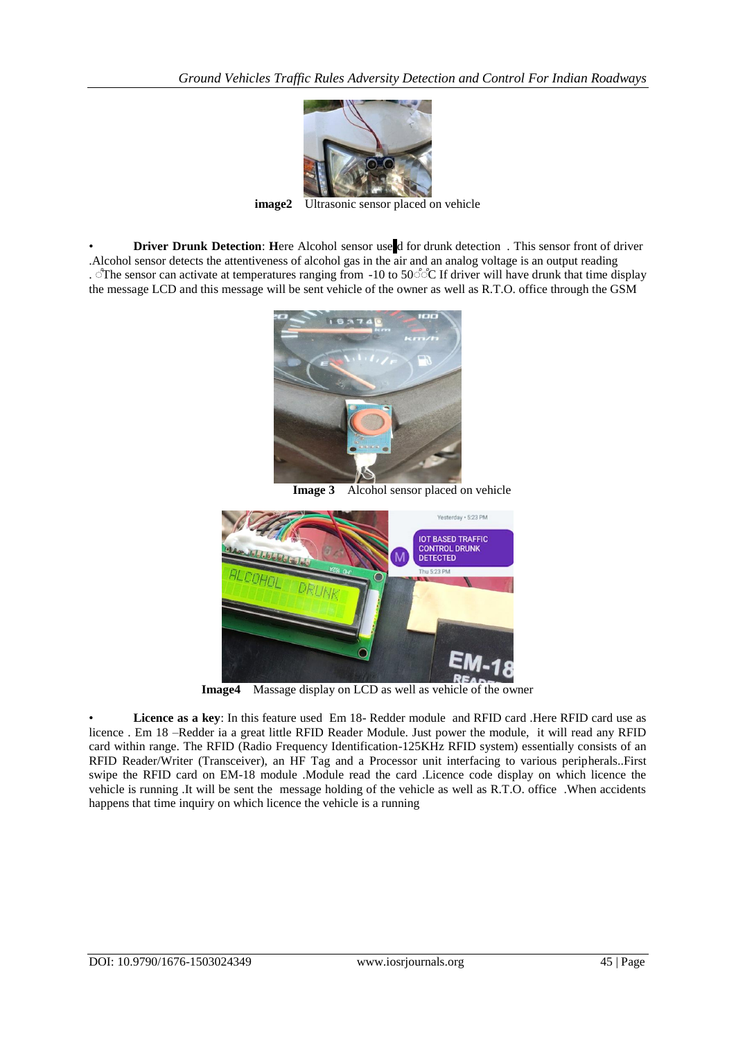image2 Ultrasonic sensor placed on vehicle

- **Driver Drunk Detection**: **H**ere Alcohol sensor used for drunk detection . This sensor front of driver .Alcohol sensor detects the attentiveness of alcohol gas in the air and an analog voltage is an output reading . The sensor can activate at temperatures ranging from -10 to 50°C If driver will have drunk that time display the message LCD and this message will be sent vehicle of the owner as well as R.T.O. office through the GSM

**Image 3** Alcohol sensor placed on vehicle

**Image4** Massage display on LCD as well as vehicle of the owner

- **Licence as a key**: In this feature used Em 18- Redder module and RFID card .Here RFID card use as licence . Em 18 –Redder ia a great little RFID Reader Module. Just power the module, it will read any RFID card within range. The RFID (Radio Frequency Identification-125KHz RFID system) essentially consists of an RFID Reader/Writer (Transceiver), an HF Tag and a Processor unit interfacing to various peripherals..First swipe the RFID card on EM-18 module .Module read the card .Licence code display on which licence the vehicle is running .It will be sent the message holding of the vehicle as well as R.T.O. office .When accidents happens that time inquiry on which licence the vehicle is a running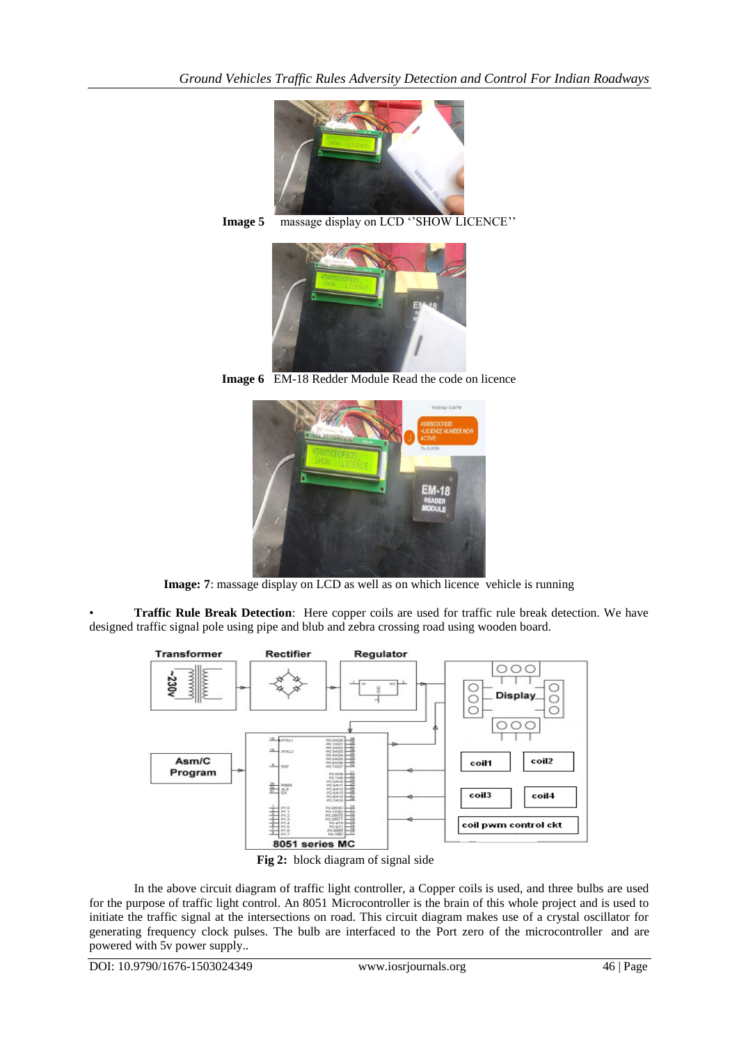**Image 5** massage display on LCD ''SHOW LICENCE''

**Image 6** EM-18 Redder Module Read the code on licence

**Image: 7**: massage display on LCD as well as on which licence vehicle is running

- **Traffic Rule Break Detection**: Here copper coils are used for traffic rule break detection. We have designed traffic signal pole using pipe and blub and zebra crossing road using wooden board.

**Fig 2:** block diagram of signal side

In the above circuit diagram of traffic light controller, a Copper coils is used, and three bulbs are used for the purpose of traffic light control. An 8051 Microcontroller is the brain of this whole project and is used to initiate the traffic signal at the intersections on road. This circuit diagram makes use of a crystal oscillator for generating frequency clock pulses. The bulb are interfaced to the Port zero of the microcontroller and are powered with 5v power supply..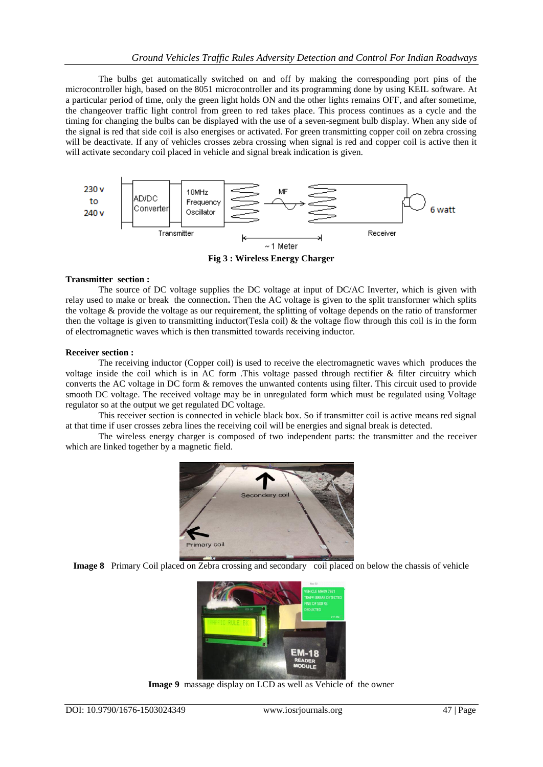The bulbs get automatically switched on and off by making the corresponding port pins of the microcontroller high, based on the 8051 microcontroller and its programming done by using KEIL software. At a particular period of time, only the green light holds ON and the other lights remains OFF, and after sometime, the changeover traffic light control from green to red takes place. This process continues as a cycle and the timing for changing the bulbs can be displayed with the use of a seven-segment bulb display. When any side of the signal is red that side coil is also energises or activated. For green transmitting copper coil on zebra crossing will be deactivate. If any of vehicles crosses zebra crossing when signal is red and copper coil is active then it will activate secondary coil placed in vehicle and signal break indication is given.

**Fig 3 : Wireless Energy Charger**

**Transmitter section :**

The source of DC voltage supplies the DC voltage at input of DC/AC Inverter, which is given with relay used to make or break the connection**.** Then the AC voltage is given to the split transformer which splits the voltage & provide the voltage as our requirement, the splitting of voltage depends on the ratio of transformer then the voltage is given to transmitting inductor(Tesla coil) & the voltage flow through this coil is in the form of electromagnetic waves which is then transmitted towards receiving inductor.

**Receiver section :**

The receiving inductor (Copper coil) is used to receive the electromagnetic waves which produces the voltage inside the coil which is in AC form .This voltage passed through rectifier & filter circuitry which converts the AC voltage in DC form & removes the unwanted contents using filter. This circuit used to provide smooth DC voltage. The received voltage may be in unregulated form which must be regulated using Voltage regulator so at the output we get regulated DC voltage.

This receiver section is connected in vehicle black box. So if transmitter coil is active means red signal at that time if user crosses zebra lines the receiving coil will be energies and signal break is detected.

The wireless energy charger is composed of two independent parts: the transmitter and the receiver which are linked together by a magnetic field.

**Image 8** Primary Coil placed on Zebra crossing and secondary coil placed on below the chassis of vehicle

**Image 9** massage display on LCD as well as Vehicle of the owner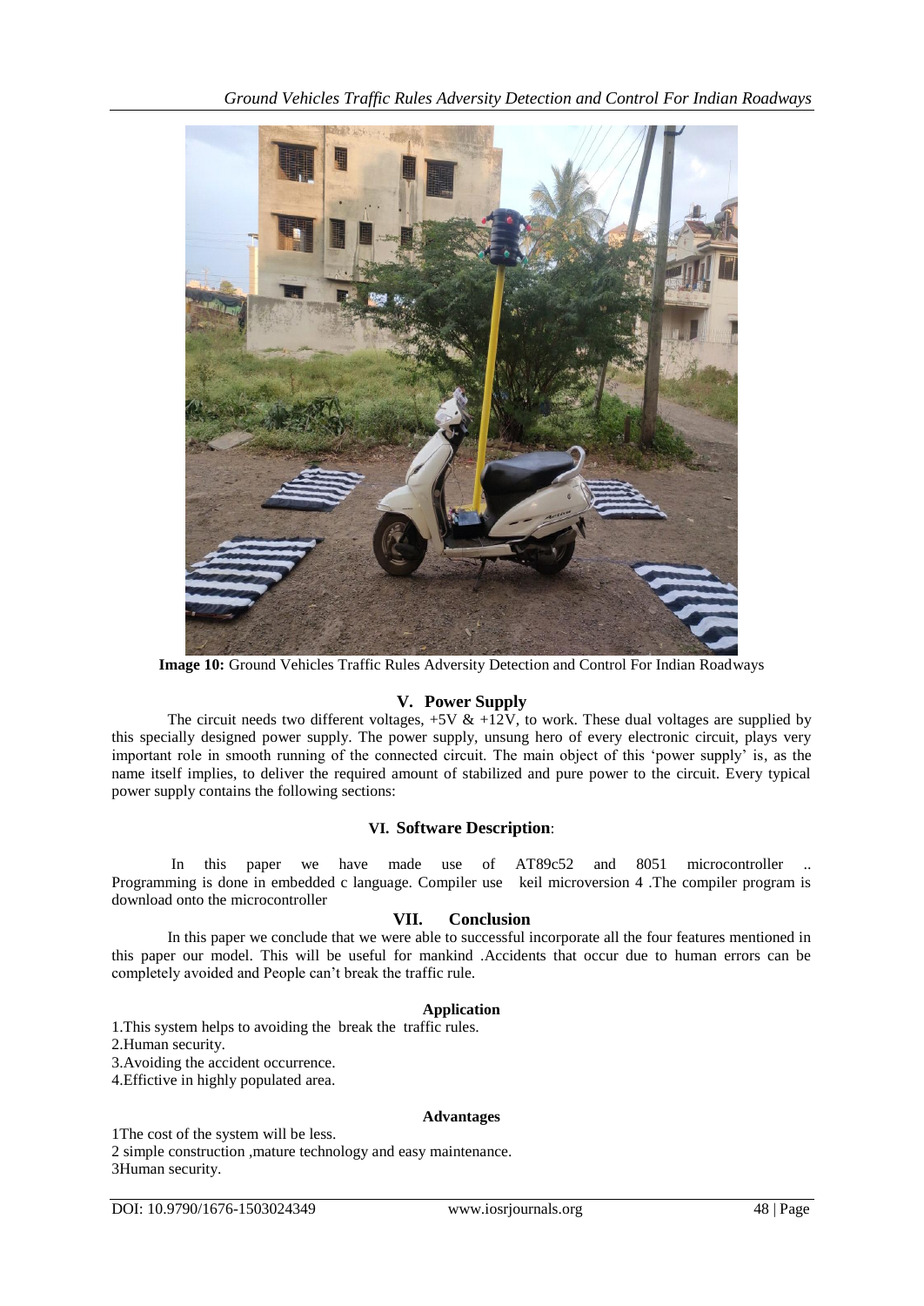**Image 10:** Ground Vehicles Traffic Rules Adversity Detection and Control For Indian Roadways

## V. Power Supply

The circuit needs two different voltages, +5V & +12V, to work. These dual voltages are supplied by this specially designed power supply. The power supply, unsung hero of every electronic circuit, plays very important role in smooth running of the connected circuit. The main object of this 'power supply' is, as the name itself implies, to deliver the required amount of stabilized and pure power to the circuit. Every typical power supply contains the following sections:

## VI. Software Description:

In this paper we have made use of AT89c52 and 8051 microcontroller .. Programming is done in embedded c language. Compiler use keil microversion 4 .The compiler program is download onto the microcontroller

## VII. Conclusion

In this paper we conclude that we were able to successful incorporate all the four features mentioned in this paper our model. This will be useful for mankind .Accidents that occur due to human errors can be completely avoided and People can't break the traffic rule.

### Application

1.This system helps to avoiding the break the traffic rules.
2.Human security.
3.Avoiding the accident occurrence.
4.Effictive in highly populated area.

### Advantages

1The cost of the system will be less.
2 simple construction ,mature technology and easy maintenance.
3Human security.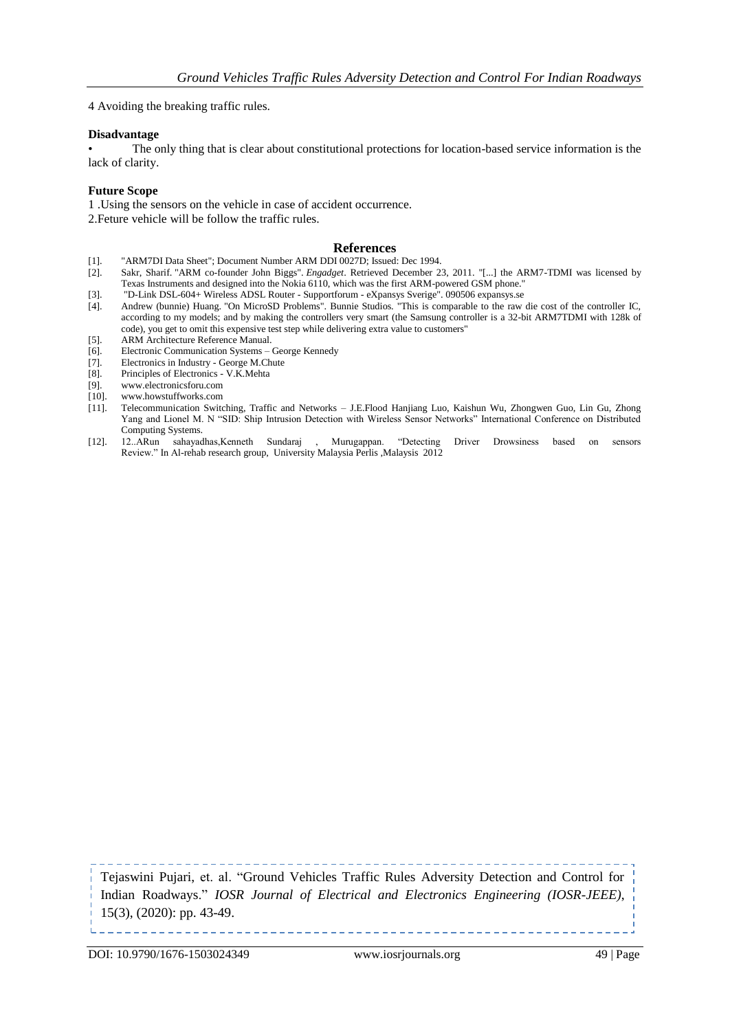4 Avoiding the breaking traffic rules.

**Disadvantage**

• The only thing that is clear about constitutional protections for location-based service information is the lack of clarity.

**Future Scope**

1 .Using the sensors on the vehicle in case of accident occurrence.
2.Feture vehicle will be follow the traffic rules.

## References

[1]. "ARM7DI Data Sheet"; Document Number ARM DDI 0027D; Issued: Dec 1994.
[2]. Sakr, Sharif. "ARM co-founder John Biggs". *Engadget*. Retrieved December 23, 2011. "[...] the ARM7-TDMI was licensed by Texas Instruments and designed into the Nokia 6110, which was the first ARM-powered GSM phone."
[3]. "D-Link DSL-604+ Wireless ADSL Router - Supportforum - eXpansys Sverige". 090506 expansys.se
[4]. Andrew (bunnie) Huang. "On MicroSD Problems". Bunnie Studios. "This is comparable to the raw die cost of the controller IC, according to my models; and by making the controllers very smart (the Samsung controller is a 32-bit ARM7TDMI with 128k of code), you get to omit this expensive test step while delivering extra value to customers"
[5]. ARM Architecture Reference Manual.
[6]. Electronic Communication Systems – George Kennedy
[7]. Electronics in Industry - George M.Chute
[8]. Principles of Electronics - V.K.Mehta
[9]. www.electronicsforu.com
[10]. www.howstuffworks.com
[11]. Telecommunication Switching, Traffic and Networks – J.E.Flood Hanjiang Luo, Kaishun Wu, Zhongwen Guo, Lin Gu, Zhong Yang and Lionel M. N "SID: Ship Intrusion Detection with Wireless Sensor Networks" International Conference on Distributed Computing Systems.
[12]. 12..ARun sahayadhas,Kenneth Sundaraj , Murugappan. "Detecting Driver Drowsiness based on sensors Review." In Al-rehab research group, University Malaysia Perlis ,Malaysia 2012

Tejaswini Pujari, et. al. "Ground Vehicles Traffic Rules Adversity Detection and Control for Indian Roadways." *IOSR Journal of Electrical and Electronics Engineering (IOSR-JEEE)*, 15(3), (2020): pp. 43-49.